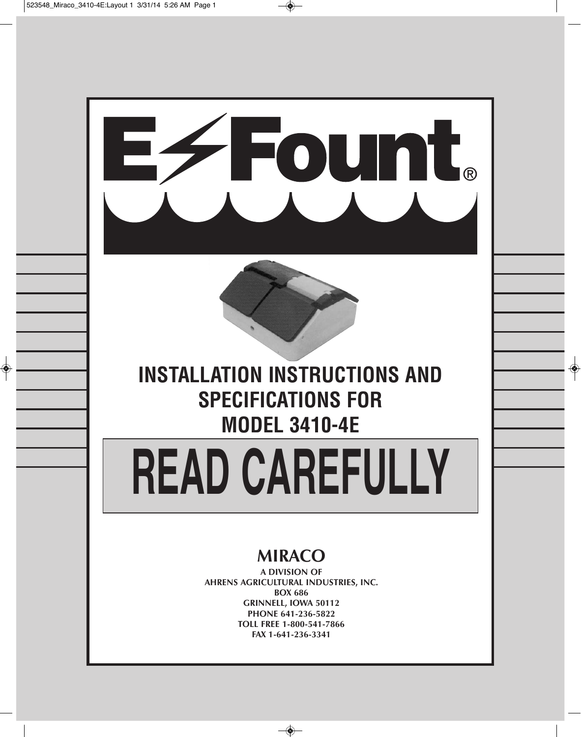# E-Fount®

## INSTALLATION INSTRUCTIONS AND SPECIFICATIONS FOR MODEL 3410-4E

# READ CAREFULLY

**MIRACO**

**A DIVISION OF**
**AHRENS AGRICULTURAL INDUSTRIES, INC.**
**BOX 686**
**GRINNELL, IOWA 50112**
**PHONE 641-236-5822**
**TOLL FREE 1-800-541-7866**
**FAX 1-641-236-3341**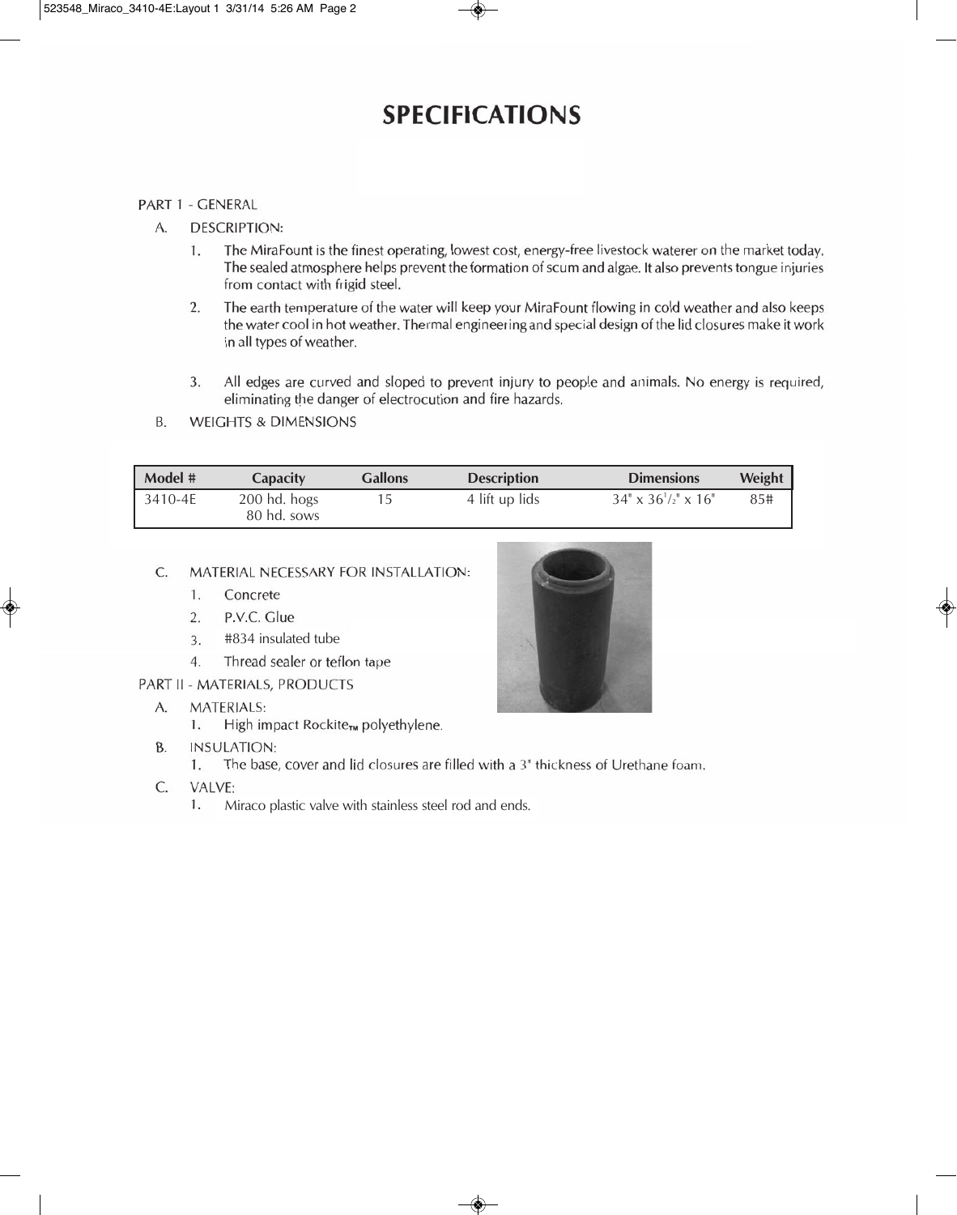# SPECIFICATIONS

PART 1 - GENERAL

A. DESCRIPTION:

1. The MiraFount is the finest operating, lowest cost, energy-free livestock waterer on the market today. The sealed atmosphere helps prevent the formation of scum and algae. It also prevents tongue injuries from contact with frigid steel.
2. The earth temperature of the water will keep your MiraFount flowing in cold weather and also keeps the water cool in hot weather. Thermal engineering and special design of the lid closures make it work in all types of weather.
3. All edges are curved and sloped to prevent injury to people and animals. No energy is required, eliminating the danger of electrocution and fire hazards.

B. WEIGHTS & DIMENSIONS

| Model # | Capacity | Gallons | Description | Dimensions | Weight |
|---|---|---|---|---|---|
| 3410-4E | 200 hd. hogs<br>80 hd. sows | 15 | 4 lift up lids | 34" x 36 1/2" x 16" | 85# |

C. MATERIAL NECESSARY FOR INSTALLATION:

1. Concrete
2. P.V.C. Glue
3. #834 insulated tube
4. Thread sealer or teflon tape

PART II - MATERIALS, PRODUCTS

A. MATERIALS:

1. High impact Rockite™ polyethylene.

B. INSULATION:

1. The base, cover and lid closures are filled with a 3" thickness of Urethane foam.

C. VALVE:

1. Miraco plastic valve with stainless steel rod and ends.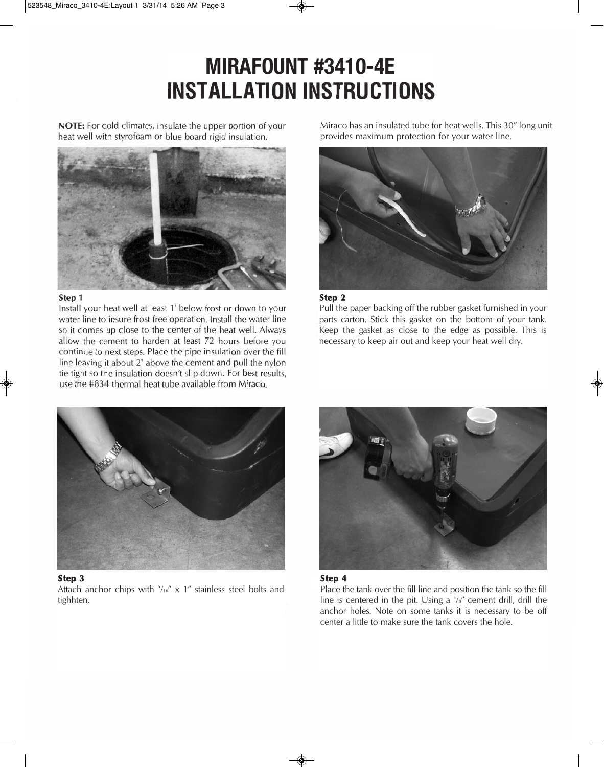# MIRAFOUNT #3410-4E INSTALLATION INSTRUCTIONS

**NOTE:** For cold climates, insulate the upper portion of your heat well with styrofoam or blue board rigid insulation.

**Step 1**
Install your heat well at least 1' below frost or down to your water line to insure frost free operation. Install the water line so it comes up close to the center of the heat well. Always allow the cement to harden at least 72 hours before you continue to next steps. Place the pipe insulation over the fill line leaving it about 2" above the cement and pull the nylon tie tight so the insulation doesn't slip down. For best results, use the #834 thermal heat tube available from Miraco.

Miraco has an insulated tube for heat wells. This 30" long unit provides maximum protection for your water line.

**Step 2**
Pull the paper backing off the rubber gasket furnished in your parts carton. Stick this gasket on the bottom of your tank. Keep the gasket as close to the edge as possible. This is necessary to keep air out and keep your heat well dry.

**Step 3**
Attach anchor chips with 5/16" x 1" stainless steel bolts and tighhten.

**Step 4**
Place the tank over the fill line and position the tank so the fill line is centered in the pit. Using a 3/8" cement drill, drill the anchor holes. Note on some tanks it is necessary to be off center a little to make sure the tank covers the hole.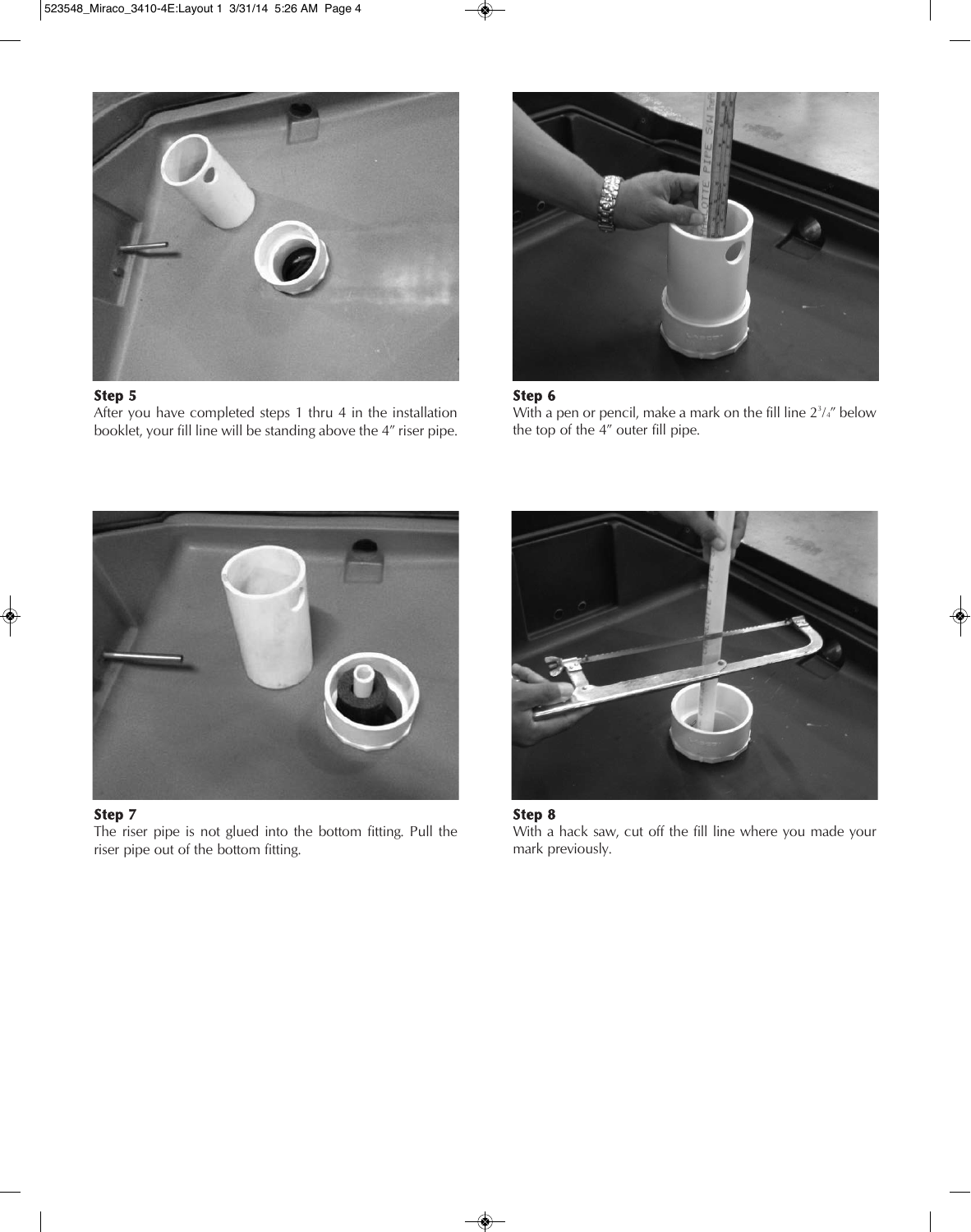**Step 5**

After you have completed steps 1 thru 4 in the installation booklet, your fill line will be standing above the 4" riser pipe.

**Step 6**

With a pen or pencil, make a mark on the fill line 2$^3/_4$" below the top of the 4" outer fill pipe.

**Step 7**

The riser pipe is not glued into the bottom fitting. Pull the riser pipe out of the bottom fitting.

**Step 8**

With a hack saw, cut off the fill line where you made your mark previously.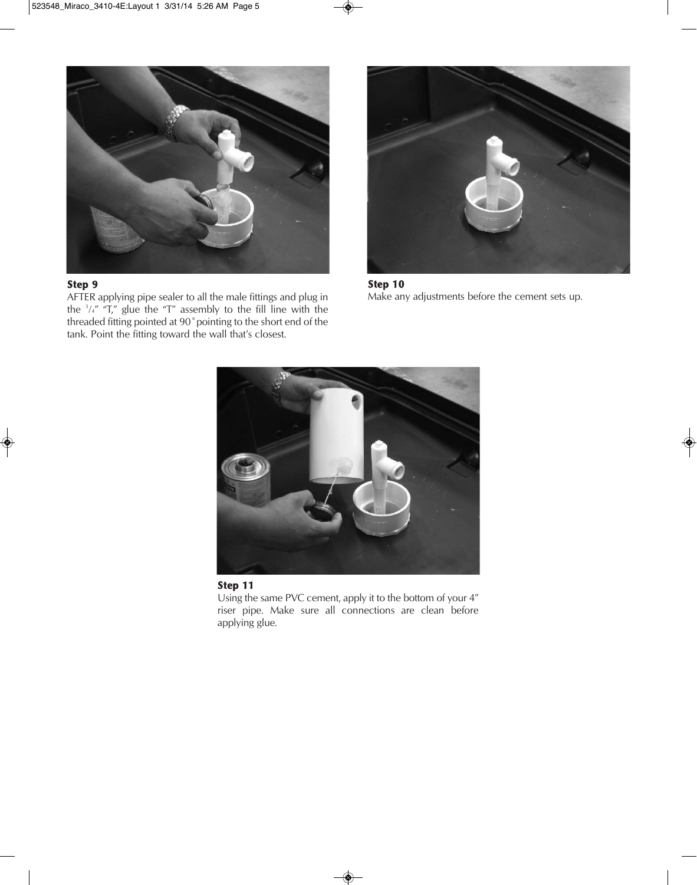**Step 9**

AFTER applying pipe sealer to all the male fittings and plug in the 3/4" "T," glue the "T" assembly to the fill line with the threaded fitting pointed at 90° pointing to the short end of the tank. Point the fitting toward the wall that's closest.

**Step 10**

Make any adjustments before the cement sets up.

**Step 11**

Using the same PVC cement, apply it to the bottom of your 4" riser pipe. Make sure all connections are clean before applying glue.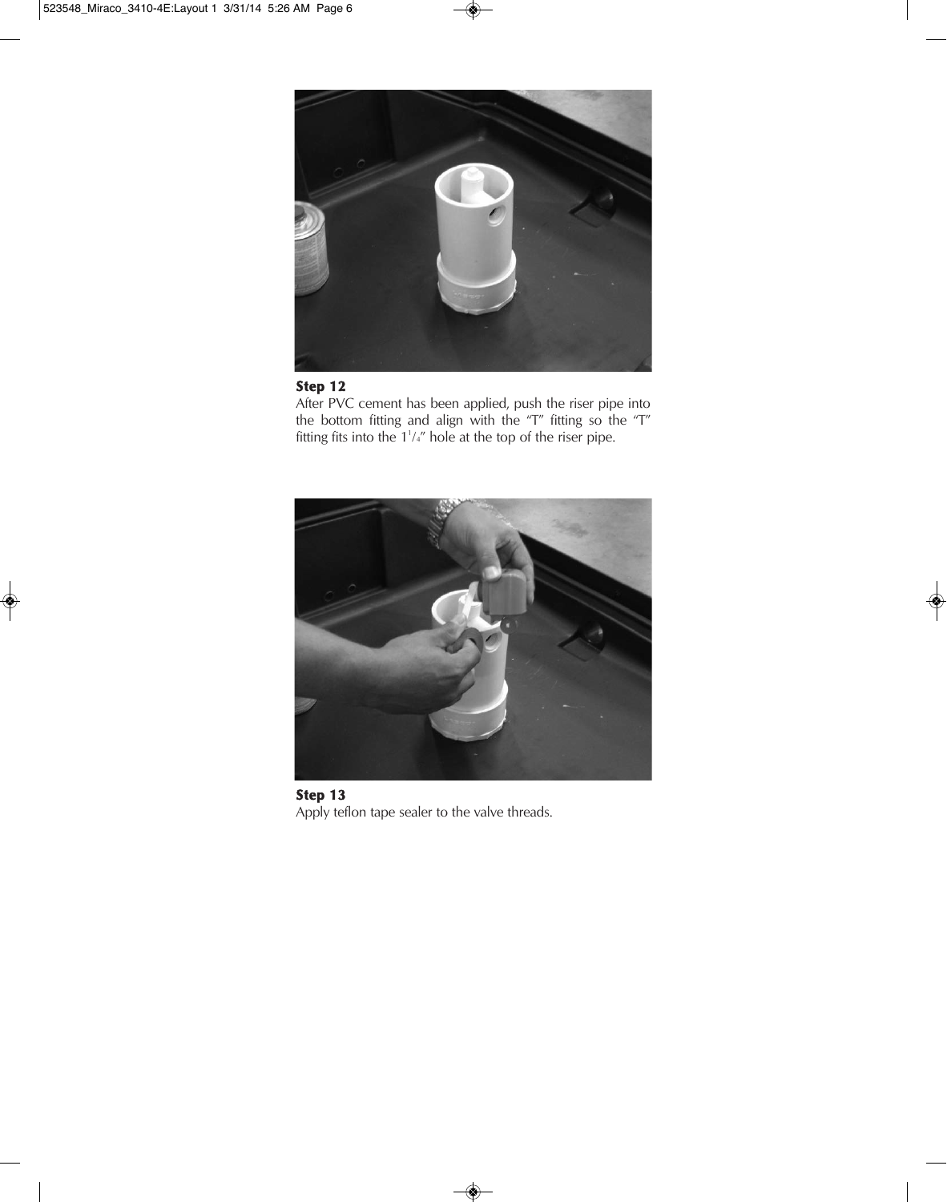**Step 12**

After PVC cement has been applied, push the riser pipe into the bottom fitting and align with the "T" fitting so the "T" fitting fits into the 1¼" hole at the top of the riser pipe.

**Step 13**

Apply teflon tape sealer to the valve threads.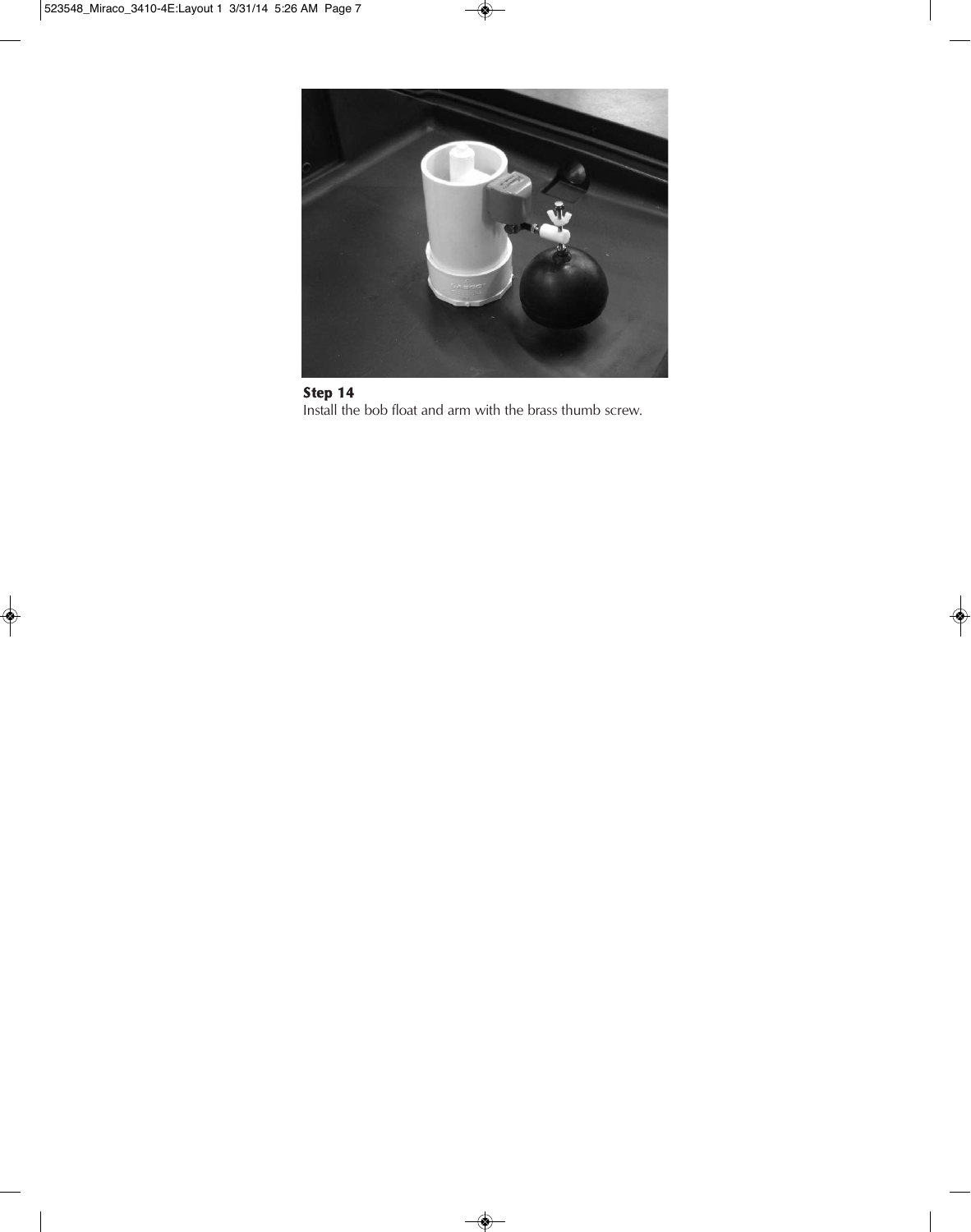**Step 14**
Install the bob float and arm with the brass thumb screw.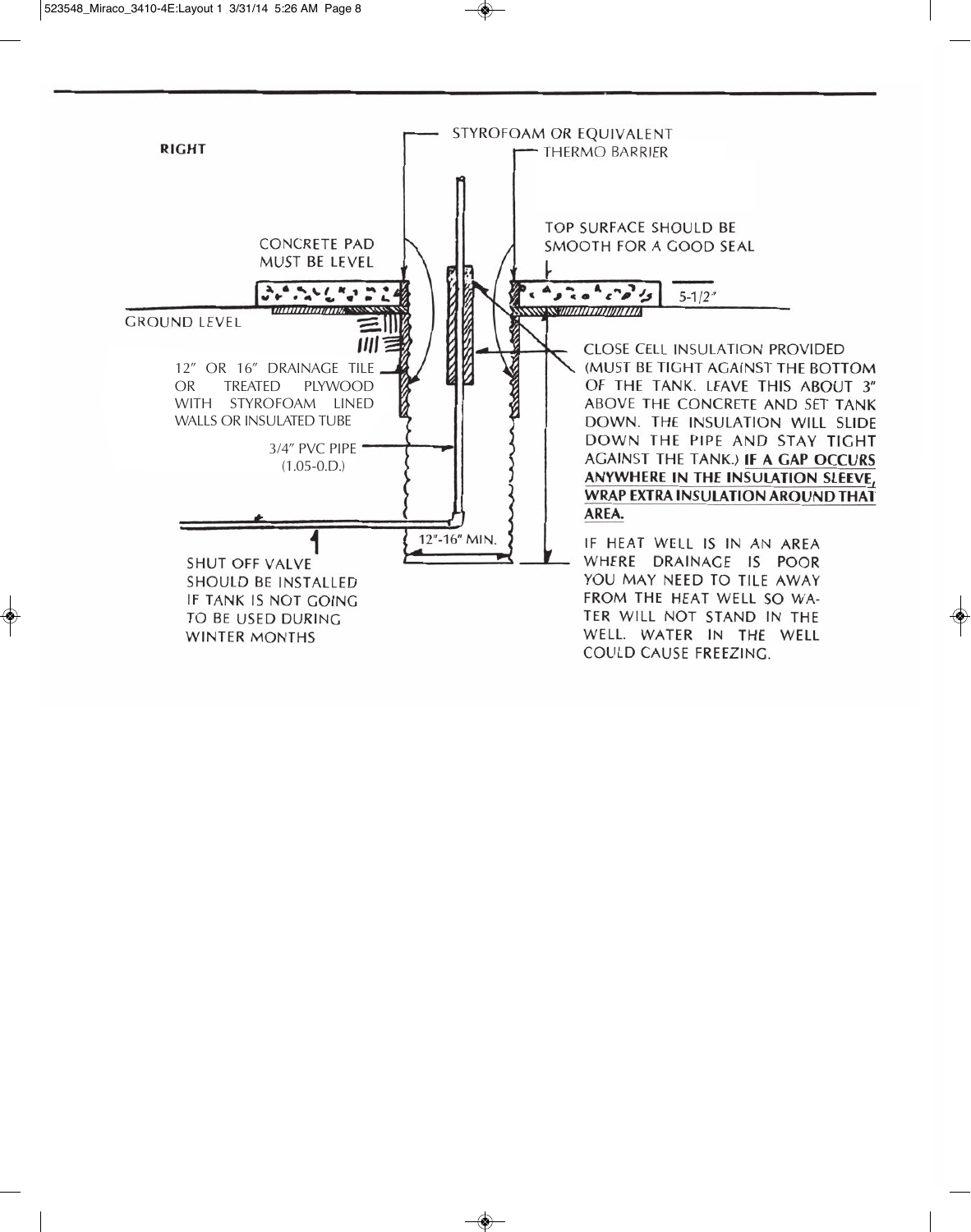**RIGHT**

STYROFOAM OR EQUIVALENT

THERMO BARRIER

CONCRETE PAD MUST BE LEVEL

TOP SURFACE SHOULD BE SMOOTH FOR A GOOD SEAL

5-1/2″

GROUND LEVEL

12″ OR 16″ DRAINAGE TILE OR TREATED PLYWOOD WITH STYROFOAM LINED WALLS OR INSULATED TUBE

3/4″ PVC PIPE (1.05-0.D.)

CLOSE CELL INSULATION PROVIDED (MUST BE TIGHT AGAINST THE BOTTOM OF THE TANK. LEAVE THIS ABOUT 3″ ABOVE THE CONCRETE AND SET TANK DOWN. THE INSULATION WILL SLIDE DOWN THE PIPE AND STAY TIGHT AGAINST THE TANK.) **IF A GAP OCCURS ANYWHERE IN THE INSULATION SLEEVE, WRAP EXTRA INSULATION AROUND THAT AREA.**

12″-16″ MIN.

SHUT OFF VALVE SHOULD BE INSTALLED IF TANK IS NOT GOING TO BE USED DURING WINTER MONTHS

IF HEAT WELL IS IN AN AREA WHERE DRAINAGE IS POOR YOU MAY NEED TO TILE AWAY FROM THE HEAT WELL SO WATER WILL NOT STAND IN THE WELL. WATER IN THE WELL COULD CAUSE FREEZING.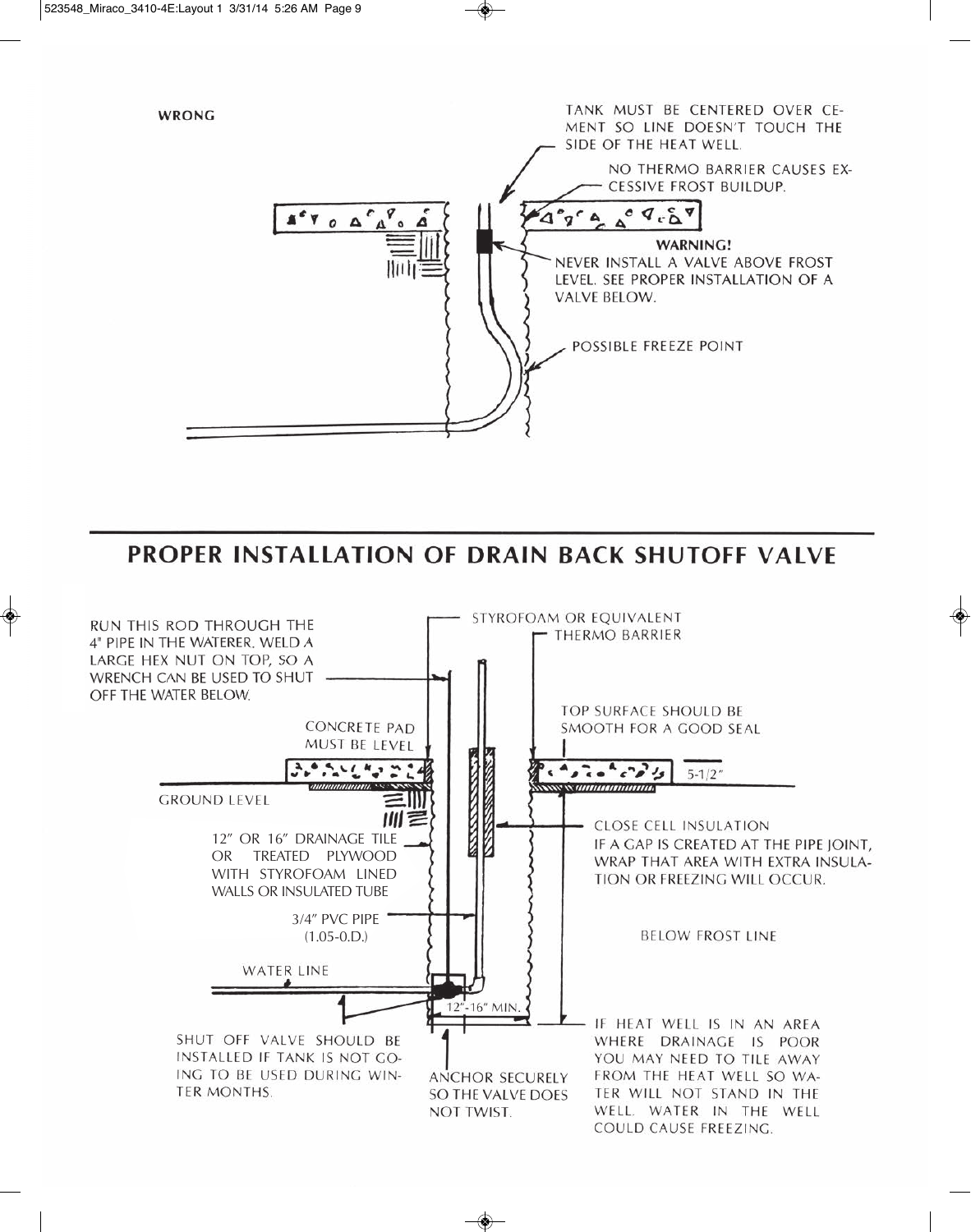**WRONG**

TANK MUST BE CENTERED OVER CEMENT SO LINE DOESN'T TOUCH THE SIDE OF THE HEAT WELL.

NO THERMO BARRIER CAUSES EXCESSIVE FROST BUILDUP.

**WARNING!**
NEVER INSTALL A VALVE ABOVE FROST LEVEL. SEE PROPER INSTALLATION OF A VALVE BELOW.

POSSIBLE FREEZE POINT

## PROPER INSTALLATION OF DRAIN BACK SHUTOFF VALVE

RUN THIS ROD THROUGH THE 4" PIPE IN THE WATERER. WELD A LARGE HEX NUT ON TOP, SO A WRENCH CAN BE USED TO SHUT OFF THE WATER BELOW.

STYROFOAM OR EQUIVALENT THERMO BARRIER

CONCRETE PAD MUST BE LEVEL

TOP SURFACE SHOULD BE SMOOTH FOR A GOOD SEAL

5-1/2″

GROUND LEVEL

12″ OR 16″ DRAINAGE TILE OR TREATED PLYWOOD WITH STYROFOAM LINED WALLS OR INSULATED TUBE

CLOSE CELL INSULATION
IF A GAP IS CREATED AT THE PIPE JOINT, WRAP THAT AREA WITH EXTRA INSULATION OR FREEZING WILL OCCUR.

3/4″ PVC PIPE (1.05-O.D.)

BELOW FROST LINE

WATER LINE

12″-16″ MIN.

SHUT OFF VALVE SHOULD BE INSTALLED IF TANK IS NOT GOING TO BE USED DURING WINTER MONTHS.

ANCHOR SECURELY SO THE VALVE DOES NOT TWIST.

IF HEAT WELL IS IN AN AREA WHERE DRAINAGE IS POOR YOU MAY NEED TO TILE AWAY FROM THE HEAT WELL SO WATER WILL NOT STAND IN THE WELL. WATER IN THE WELL COULD CAUSE FREEZING.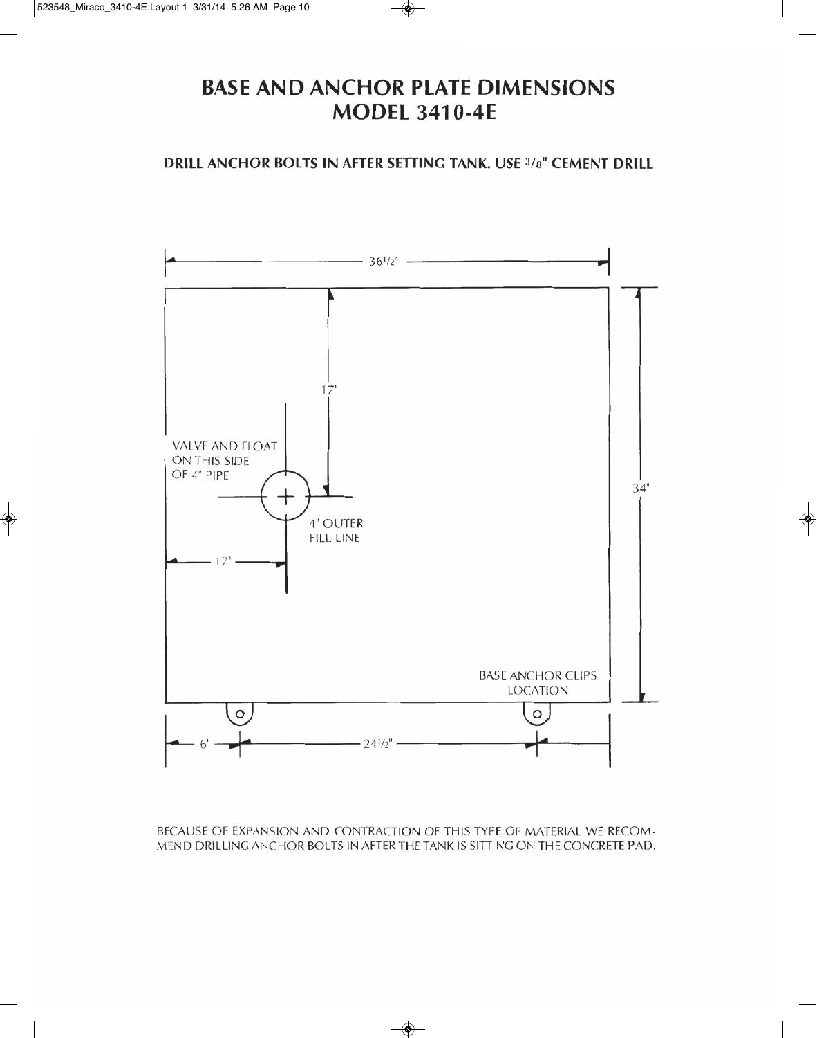# BASE AND ANCHOR PLATE DIMENSIONS
# MODEL 3410-4E

**DRILL ANCHOR BOLTS IN AFTER SETTING TANK. USE 3/8" CEMENT DRILL**

36 1/2"

17"

VALVE AND FLOAT ON THIS SIDE OF 4" PIPE

34"

4" OUTER FILL LINE

17"

BASE ANCHOR CLIPS LOCATION

6"

24 1/2"

BECAUSE OF EXPANSION AND CONTRACTION OF THIS TYPE OF MATERIAL WE RECOMMEND DRILLING ANCHOR BOLTS IN AFTER THE TANK IS SITTING ON THE CONCRETE PAD.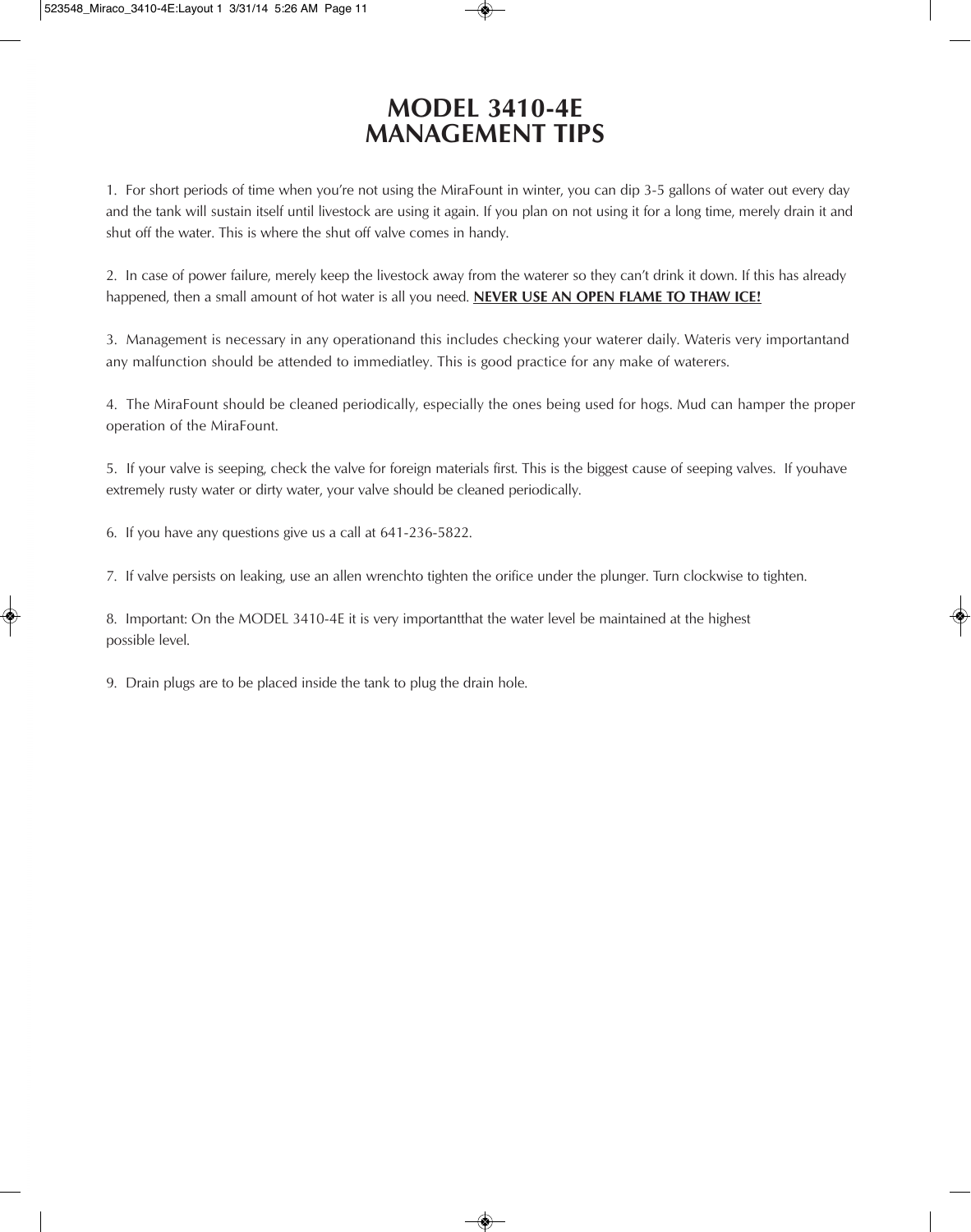# MODEL 3410-4E MANAGEMENT TIPS

1. For short periods of time when you're not using the MiraFount in winter, you can dip 3-5 gallons of water out every day and the tank will sustain itself until livestock are using it again. If you plan on not using it for a long time, merely drain it and shut off the water. This is where the shut off valve comes in handy.

2. In case of power failure, merely keep the livestock away from the waterer so they can't drink it down. If this has already happened, then a small amount of hot water is all you need. **NEVER USE AN OPEN FLAME TO THAW ICE!**

3. Management is necessary in any operationand this includes checking your waterer daily. Wateris very importantand any malfunction should be attended to immediatley. This is good practice for any make of waterers.

4. The MiraFount should be cleaned periodically, especially the ones being used for hogs. Mud can hamper the proper operation of the MiraFount.

5. If your valve is seeping, check the valve for foreign materials first. This is the biggest cause of seeping valves. If youhave extremely rusty water or dirty water, your valve should be cleaned periodically.

6. If you have any questions give us a call at 641-236-5822.

7. If valve persists on leaking, use an allen wrenchto tighten the orifice under the plunger. Turn clockwise to tighten.

8. Important: On the MODEL 3410-4E it is very importantthat the water level be maintained at the highest possible level.

9. Drain plugs are to be placed inside the tank to plug the drain hole.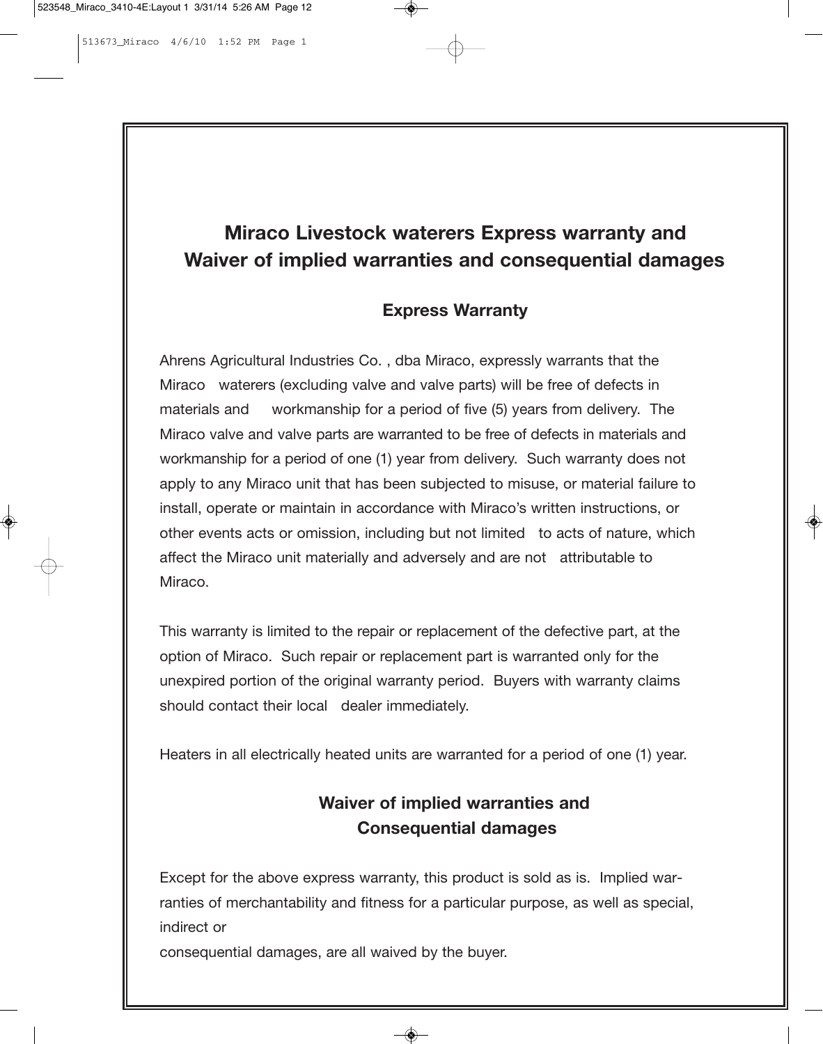# Miraco Livestock waterers Express warranty and Waiver of implied warranties and consequential damages

## Express Warranty

Ahrens Agricultural Industries Co. , dba Miraco, expressly warrants that the Miraco waterers (excluding valve and valve parts) will be free of defects in materials and workmanship for a period of five (5) years from delivery. The Miraco valve and valve parts are warranted to be free of defects in materials and workmanship for a period of one (1) year from delivery. Such warranty does not apply to any Miraco unit that has been subjected to misuse, or material failure to install, operate or maintain in accordance with Miraco's written instructions, or other events acts or omission, including but not limited to acts of nature, which affect the Miraco unit materially and adversely and are not attributable to Miraco.

This warranty is limited to the repair or replacement of the defective part, at the option of Miraco. Such repair or replacement part is warranted only for the unexpired portion of the original warranty period. Buyers with warranty claims should contact their local dealer immediately.

Heaters in all electrically heated units are warranted for a period of one (1) year.

## Waiver of implied warranties and Consequential damages

Except for the above express warranty, this product is sold as is. Implied warranties of merchantability and fitness for a particular purpose, as well as special, indirect or consequential damages, are all waived by the buyer.